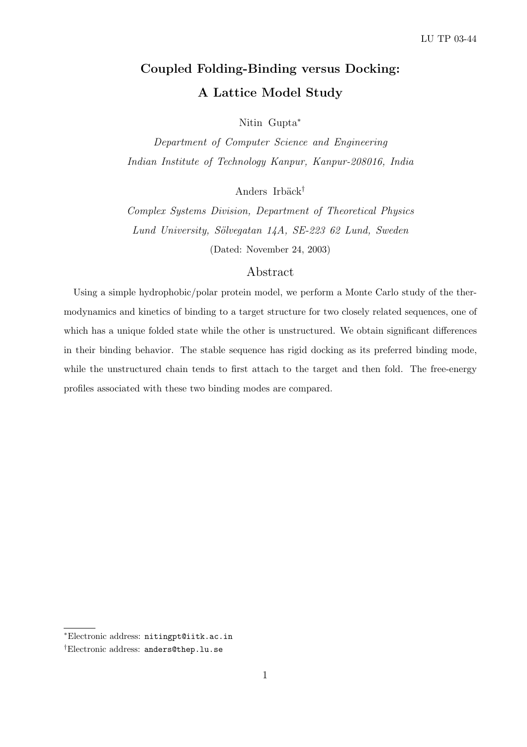LU TP 03-44

# Coupled Folding-Binding versus Docking: A Lattice Model Study

Nitin Gupta[*]

*Department of Computer Science and Engineering*
*Indian Institute of Technology Kanpur, Kanpur-208016, India*

Anders Irbäck[†]

*Complex Systems Division, Department of Theoretical Physics*
*Lund University, Sölvegatan 14A, SE-223 62 Lund, Sweden*

(Dated: November 24, 2003)

## Abstract

Using a simple hydrophobic/polar protein model, we perform a Monte Carlo study of the thermodynamics and kinetics of binding to a target structure for two closely related sequences, one of which has a unique folded state while the other is unstructured. We obtain significant differences in their binding behavior. The stable sequence has rigid docking as its preferred binding mode, while the unstructured chain tends to first attach to the target and then fold. The free-energy profiles associated with these two binding modes are compared.

---

[*]Electronic address: nitingpt@iitk.ac.in

[†]Electronic address: anders@thep.lu.se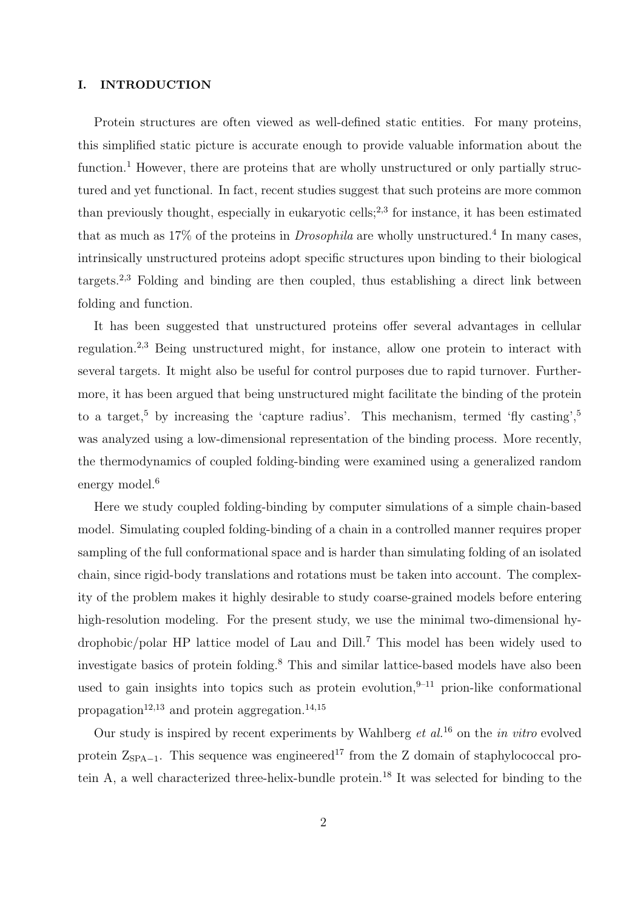## I. INTRODUCTION

Protein structures are often viewed as well-defined static entities. For many proteins, this simplified static picture is accurate enough to provide valuable information about the function.[1] However, there are proteins that are wholly unstructured or only partially structured and yet functional. In fact, recent studies suggest that such proteins are more common than previously thought, especially in eukaryotic cells;[2,3] for instance, it has been estimated that as much as 17% of the proteins in *Drosophila* are wholly unstructured.[4] In many cases, intrinsically unstructured proteins adopt specific structures upon binding to their biological targets.[2,3] Folding and binding are then coupled, thus establishing a direct link between folding and function.

It has been suggested that unstructured proteins offer several advantages in cellular regulation.[2,3] Being unstructured might, for instance, allow one protein to interact with several targets. It might also be useful for control purposes due to rapid turnover. Furthermore, it has been argued that being unstructured might facilitate the binding of the protein to a target,[5] by increasing the 'capture radius'. This mechanism, termed 'fly casting',[5] was analyzed using a low-dimensional representation of the binding process. More recently, the thermodynamics of coupled folding-binding were examined using a generalized random energy model.[6]

Here we study coupled folding-binding by computer simulations of a simple chain-based model. Simulating coupled folding-binding of a chain in a controlled manner requires proper sampling of the full conformational space and is harder than simulating folding of an isolated chain, since rigid-body translations and rotations must be taken into account. The complexity of the problem makes it highly desirable to study coarse-grained models before entering high-resolution modeling. For the present study, we use the minimal two-dimensional hydrophobic/polar HP lattice model of Lau and Dill.[7] This model has been widely used to investigate basics of protein folding.[8] This and similar lattice-based models have also been used to gain insights into topics such as protein evolution,[9–11] prion-like conformational propagation[12,13] and protein aggregation.[14,15]

Our study is inspired by recent experiments by Wahlberg *et al.*[16] on the *in vitro* evolved protein $Z_{SPA-1}$. This sequence was engineered[17] from the Z domain of staphylococcal protein A, a well characterized three-helix-bundle protein.[18] It was selected for binding to the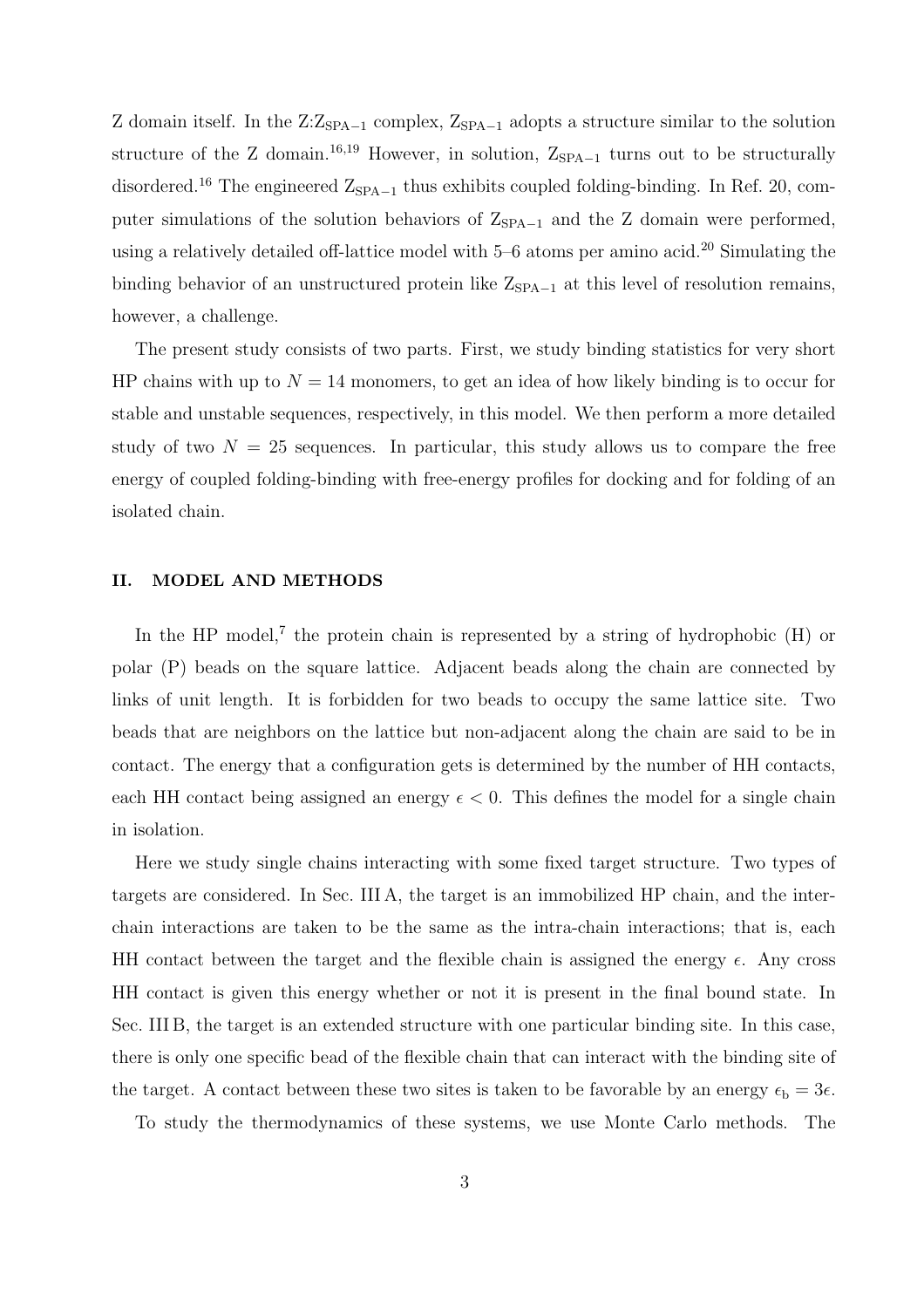Z domain itself. In the Z:$Z_{SPA-1}$ complex, $Z_{SPA-1}$ adopts a structure similar to the solution structure of the Z domain.[16,19] However, in solution, $Z_{SPA-1}$ turns out to be structurally disordered.[16] The engineered $Z_{SPA-1}$ thus exhibits coupled folding-binding. In Ref. 20, computer simulations of the solution behaviors of $Z_{SPA-1}$ and the Z domain were performed, using a relatively detailed off-lattice model with 5–6 atoms per amino acid.[20] Simulating the binding behavior of an unstructured protein like $Z_{SPA-1}$ at this level of resolution remains, however, a challenge.

The present study consists of two parts. First, we study binding statistics for very short HP chains with up to $N = 14$ monomers, to get an idea of how likely binding is to occur for stable and unstable sequences, respectively, in this model. We then perform a more detailed study of two $N = 25$ sequences. In particular, this study allows us to compare the free energy of coupled folding-binding with free-energy profiles for docking and for folding of an isolated chain.

## II. MODEL AND METHODS

In the HP model,[7] the protein chain is represented by a string of hydrophobic (H) or polar (P) beads on the square lattice. Adjacent beads along the chain are connected by links of unit length. It is forbidden for two beads to occupy the same lattice site. Two beads that are neighbors on the lattice but non-adjacent along the chain are said to be in contact. The energy that a configuration gets is determined by the number of HH contacts, each HH contact being assigned an energy $\epsilon < 0$. This defines the model for a single chain in isolation.

Here we study single chains interacting with some fixed target structure. Two types of targets are considered. In Sec. III A, the target is an immobilized HP chain, and the inter-chain interactions are taken to be the same as the intra-chain interactions; that is, each HH contact between the target and the flexible chain is assigned the energy $\epsilon$. Any cross HH contact is given this energy whether or not it is present in the final bound state. In Sec. III B, the target is an extended structure with one particular binding site. In this case, there is only one specific bead of the flexible chain that can interact with the binding site of the target. A contact between these two sites is taken to be favorable by an energy $\epsilon_b = 3\epsilon$.

To study the thermodynamics of these systems, we use Monte Carlo methods. The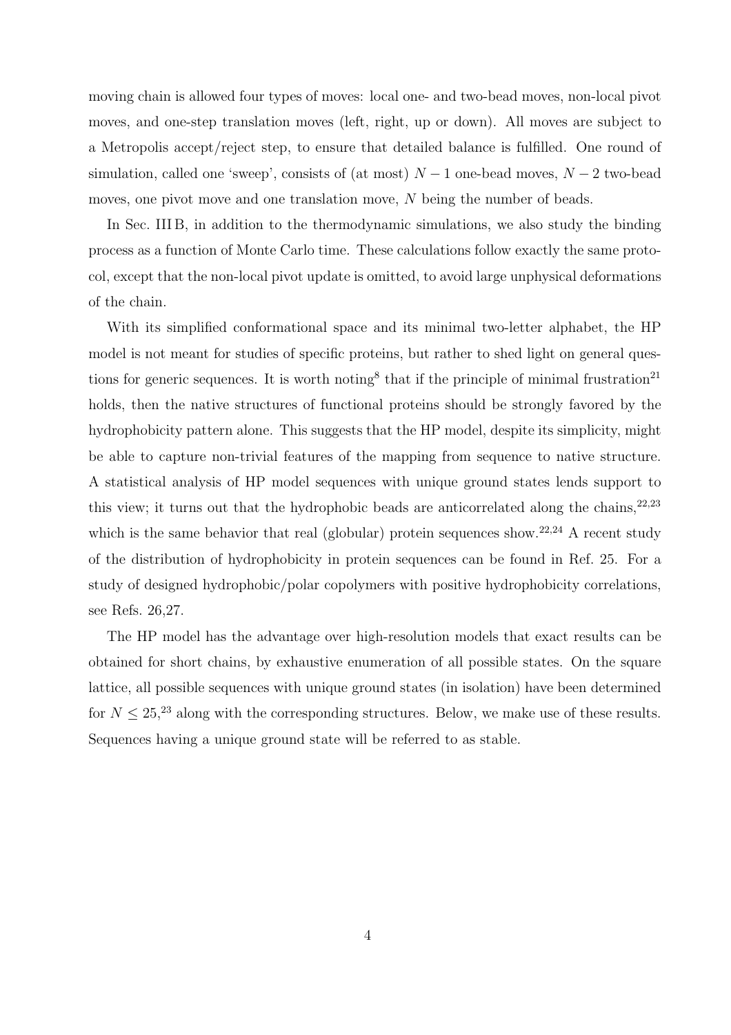moving chain is allowed four types of moves: local one- and two-bead moves, non-local pivot moves, and one-step translation moves (left, right, up or down). All moves are subject to a Metropolis accept/reject step, to ensure that detailed balance is fulfilled. One round of simulation, called one 'sweep', consists of (at most) $N-1$ one-bead moves, $N-2$ two-bead moves, one pivot move and one translation move, $N$ being the number of beads.

In Sec. III B, in addition to the thermodynamic simulations, we also study the binding process as a function of Monte Carlo time. These calculations follow exactly the same protocol, except that the non-local pivot update is omitted, to avoid large unphysical deformations of the chain.

With its simplified conformational space and its minimal two-letter alphabet, the HP model is not meant for studies of specific proteins, but rather to shed light on general questions for generic sequences. It is worth noting[8] that if the principle of minimal frustration[21] holds, then the native structures of functional proteins should be strongly favored by the hydrophobicity pattern alone. This suggests that the HP model, despite its simplicity, might be able to capture non-trivial features of the mapping from sequence to native structure. A statistical analysis of HP model sequences with unique ground states lends support to this view; it turns out that the hydrophobic beads are anticorrelated along the chains,[22,23] which is the same behavior that real (globular) protein sequences show.[22,24] A recent study of the distribution of hydrophobicity in protein sequences can be found in Ref. 25. For a study of designed hydrophobic/polar copolymers with positive hydrophobicity correlations, see Refs. 26,27.

The HP model has the advantage over high-resolution models that exact results can be obtained for short chains, by exhaustive enumeration of all possible states. On the square lattice, all possible sequences with unique ground states (in isolation) have been determined for $N \leq 25$,[23] along with the corresponding structures. Below, we make use of these results. Sequences having a unique ground state will be referred to as stable.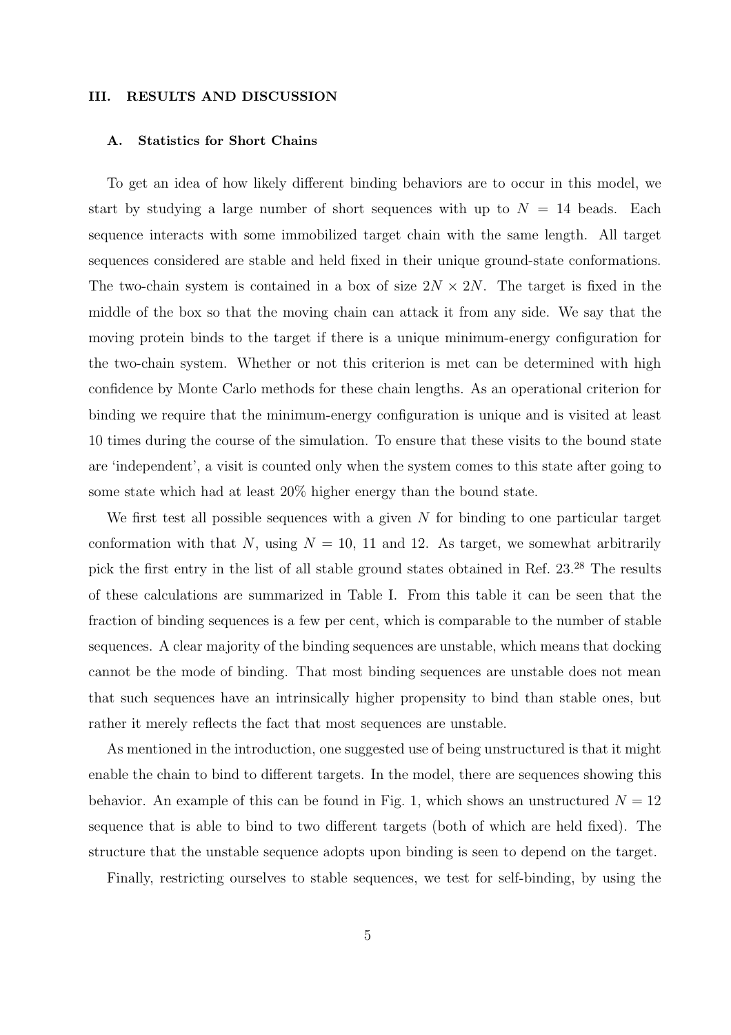## III. RESULTS AND DISCUSSION

### A. Statistics for Short Chains

To get an idea of how likely different binding behaviors are to occur in this model, we start by studying a large number of short sequences with up to $N = 14$ beads. Each sequence interacts with some immobilized target chain with the same length. All target sequences considered are stable and held fixed in their unique ground-state conformations. The two-chain system is contained in a box of size $2N \times 2N$. The target is fixed in the middle of the box so that the moving chain can attack it from any side. We say that the moving protein binds to the target if there is a unique minimum-energy configuration for the two-chain system. Whether or not this criterion is met can be determined with high confidence by Monte Carlo methods for these chain lengths. As an operational criterion for binding we require that the minimum-energy configuration is unique and is visited at least 10 times during the course of the simulation. To ensure that these visits to the bound state are 'independent', a visit is counted only when the system comes to this state after going to some state which had at least 20% higher energy than the bound state.

We first test all possible sequences with a given $N$ for binding to one particular target conformation with that $N$, using $N = 10$, 11 and 12. As target, we somewhat arbitrarily pick the first entry in the list of all stable ground states obtained in Ref. 23.[28] The results of these calculations are summarized in Table I. From this table it can be seen that the fraction of binding sequences is a few per cent, which is comparable to the number of stable sequences. A clear majority of the binding sequences are unstable, which means that docking cannot be the mode of binding. That most binding sequences are unstable does not mean that such sequences have an intrinsically higher propensity to bind than stable ones, but rather it merely reflects the fact that most sequences are unstable.

As mentioned in the introduction, one suggested use of being unstructured is that it might enable the chain to bind to different targets. In the model, there are sequences showing this behavior. An example of this can be found in Fig. 1, which shows an unstructured $N = 12$ sequence that is able to bind to two different targets (both of which are held fixed). The structure that the unstable sequence adopts upon binding is seen to depend on the target.

Finally, restricting ourselves to stable sequences, we test for self-binding, by using the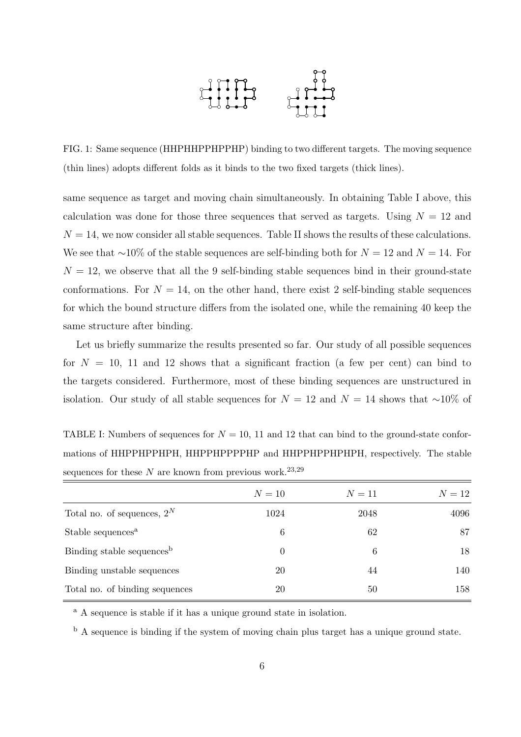FIG. 1: Same sequence (HHPHHPPHPPHP) binding to two different targets. The moving sequence (thin lines) adopts different folds as it binds to the two fixed targets (thick lines).

same sequence as target and moving chain simultaneously. In obtaining Table I above, this calculation was done for those three sequences that served as targets. Using $N = 12$ and $N = 14$, we now consider all stable sequences. Table II shows the results of these calculations. We see that ∼10% of the stable sequences are self-binding both for $N = 12$ and $N = 14$. For $N = 12$, we observe that all the 9 self-binding stable sequences bind in their ground-state conformations. For $N = 14$, on the other hand, there exist 2 self-binding stable sequences for which the bound structure differs from the isolated one, while the remaining 40 keep the same structure after binding.

Let us briefly summarize the results presented so far. Our study of all possible sequences for $N = 10$, 11 and 12 shows that a significant fraction (a few per cent) can bind to the targets considered. Furthermore, most of these binding sequences are unstructured in isolation. Our study of all stable sequences for $N = 12$ and $N = 14$ shows that ∼10% of

TABLE I: Numbers of sequences for $N = 10$, 11 and 12 that can bind to the ground-state conformations of HHPPHPPHPH, HHPPHPPPPHP and HHPPHPPHPHPH, respectively. The stable sequences for these $N$ are known from previous work.[23,29]

| | $N = 10$ | $N = 11$ | $N = 12$ |
|---|---|---|---|
| Total no. of sequences, $2^N$ | 1024 | 2048 | 4096 |
| Stable sequences[a] | 6 | 62 | 87 |
| Binding stable sequences[b] | 0 | 6 | 18 |
| Binding unstable sequences | 20 | 44 | 140 |
| Total no. of binding sequences | 20 | 50 | 158 |

[a] A sequence is stable if it has a unique ground state in isolation.

[b] A sequence is binding if the system of moving chain plus target has a unique ground state.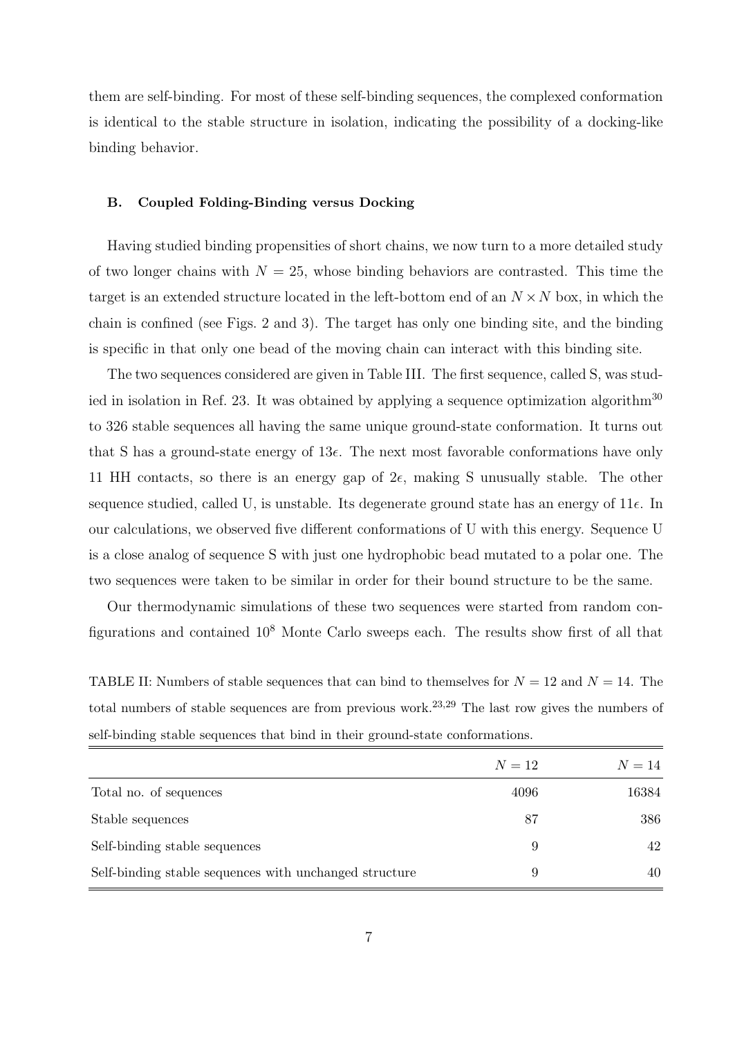them are self-binding. For most of these self-binding sequences, the complexed conformation is identical to the stable structure in isolation, indicating the possibility of a docking-like binding behavior.

### B. Coupled Folding-Binding versus Docking

Having studied binding propensities of short chains, we now turn to a more detailed study of two longer chains with $N = 25$, whose binding behaviors are contrasted. This time the target is an extended structure located in the left-bottom end of an $N \times N$ box, in which the chain is confined (see Figs. 2 and 3). The target has only one binding site, and the binding is specific in that only one bead of the moving chain can interact with this binding site.

The two sequences considered are given in Table III. The first sequence, called S, was studied in isolation in Ref. 23. It was obtained by applying a sequence optimization algorithm[30] to 326 stable sequences all having the same unique ground-state conformation. It turns out that S has a ground-state energy of $13\epsilon$. The next most favorable conformations have only 11 HH contacts, so there is an energy gap of $2\epsilon$, making S unusually stable. The other sequence studied, called U, is unstable. Its degenerate ground state has an energy of $11\epsilon$. In our calculations, we observed five different conformations of U with this energy. Sequence U is a close analog of sequence S with just one hydrophobic bead mutated to a polar one. The two sequences were taken to be similar in order for their bound structure to be the same.

Our thermodynamic simulations of these two sequences were started from random configurations and contained $10^8$ Monte Carlo sweeps each. The results show first of all that

TABLE II: Numbers of stable sequences that can bind to themselves for $N = 12$ and $N = 14$. The total numbers of stable sequences are from previous work.[23,29] The last row gives the numbers of self-binding stable sequences that bind in their ground-state conformations.

| | $N = 12$ | $N = 14$ |
|---|---|---|
| Total no. of sequences | 4096 | 16384 |
| Stable sequences | 87 | 386 |
| Self-binding stable sequences | 9 | 42 |
| Self-binding stable sequences with unchanged structure | 9 | 40 |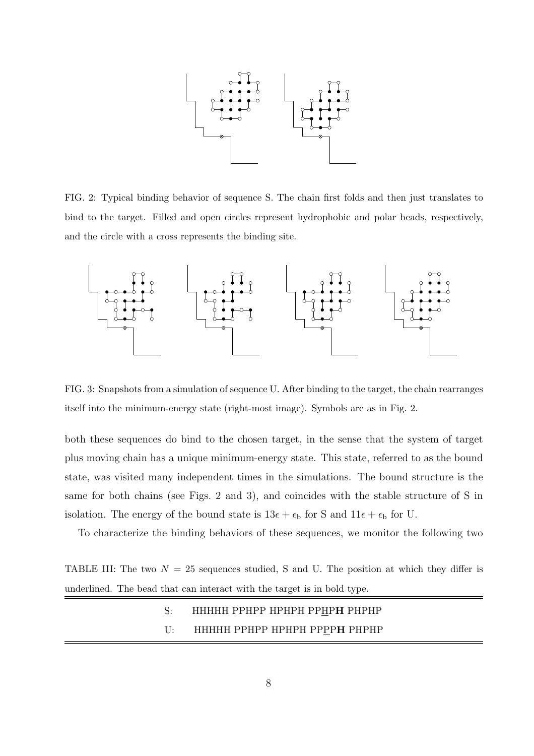FIG. 2: Typical binding behavior of sequence S. The chain first folds and then just translates to bind to the target. Filled and open circles represent hydrophobic and polar beads, respectively, and the circle with a cross represents the binding site.

FIG. 3: Snapshots from a simulation of sequence U. After binding to the target, the chain rearranges itself into the minimum-energy state (right-most image). Symbols are as in Fig. 2.

both these sequences do bind to the chosen target, in the sense that the system of target plus moving chain has a unique minimum-energy state. This state, referred to as the bound state, was visited many independent times in the simulations. The bound structure is the same for both chains (see Figs. 2 and 3), and coincides with the stable structure of S in isolation. The energy of the bound state is $13\epsilon + \epsilon_\mathrm{b}$ for S and $11\epsilon + \epsilon_\mathrm{b}$ for U.

To characterize the binding behaviors of these sequences, we monitor the following two

TABLE III: The two $N = 25$ sequences studied, S and U. The position at which they differ is underlined. The bead that can interact with the target is in bold type.

| | |
|---|---|
| S: | HHHHH PPHPP HPHPH PP<u>H</u>P**H** PHPHP |
| U: | HHHHH PPHPP HPHPH PP<u>P</u>P**H** PHPHP |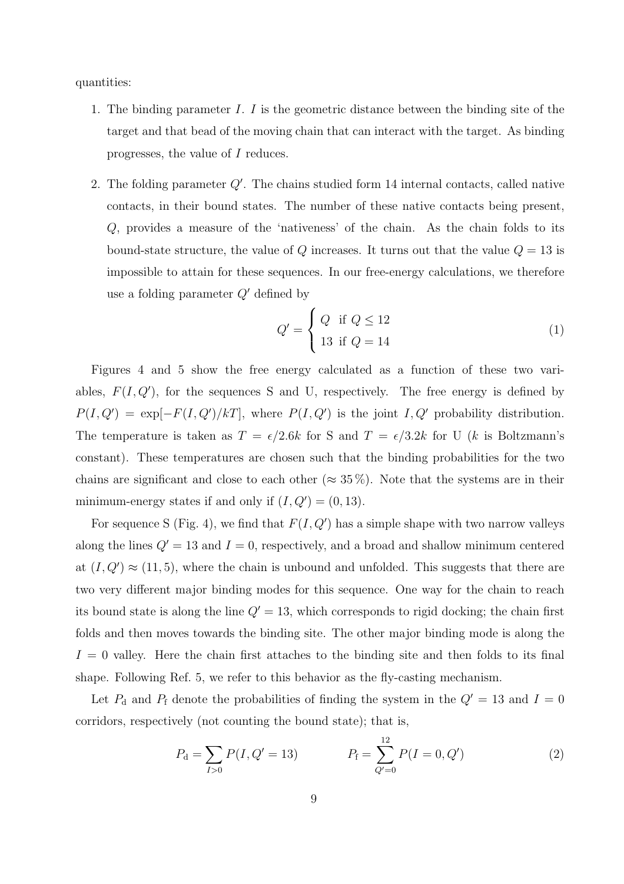quantities:

1. The binding parameter $I$. $I$ is the geometric distance between the binding site of the target and that bead of the moving chain that can interact with the target. As binding progresses, the value of $I$ reduces.

2. The folding parameter $Q'$. The chains studied form 14 internal contacts, called native contacts, in their bound states. The number of these native contacts being present, $Q$, provides a measure of the 'nativeness' of the chain. As the chain folds to its bound-state structure, the value of $Q$ increases. It turns out that the value $Q = 13$ is impossible to attain for these sequences. In our free-energy calculations, we therefore use a folding parameter $Q'$ defined by

$$Q' = \begin{cases} Q & \text{if } Q \leq 12 \\ 13 & \text{if } Q = 14 \end{cases} \tag{1}$$

Figures 4 and 5 show the free energy calculated as a function of these two variables, $F(I, Q')$, for the sequences S and U, respectively. The free energy is defined by $P(I, Q') = \exp[-F(I, Q')/kT]$, where $P(I, Q')$ is the joint $I, Q'$ probability distribution. The temperature is taken as $T = \epsilon/2.6k$ for S and $T = \epsilon/3.2k$ for U ($k$ is Boltzmann's constant). These temperatures are chosen such that the binding probabilities for the two chains are significant and close to each other ($\approx 35\,\%$). Note that the systems are in their minimum-energy states if and only if $(I, Q') = (0, 13)$.

For sequence S (Fig. 4), we find that $F(I, Q')$ has a simple shape with two narrow valleys along the lines $Q' = 13$ and $I = 0$, respectively, and a broad and shallow minimum centered at $(I, Q') \approx (11, 5)$, where the chain is unbound and unfolded. This suggests that there are two very different major binding modes for this sequence. One way for the chain to reach its bound state is along the line $Q' = 13$, which corresponds to rigid docking; the chain first folds and then moves towards the binding site. The other major binding mode is along the $I = 0$ valley. Here the chain first attaches to the binding site and then folds to its final shape. Following Ref. 5, we refer to this behavior as the fly-casting mechanism.

Let $P_{\mathrm{d}}$ and $P_{\mathrm{f}}$ denote the probabilities of finding the system in the $Q' = 13$ and $I = 0$ corridors, respectively (not counting the bound state); that is,

$$P_{\mathrm{d}} = \sum_{I>0} P(I, Q' = 13) \qquad\qquad P_{\mathrm{f}} = \sum_{Q'=0}^{12} P(I = 0, Q') \tag{2}$$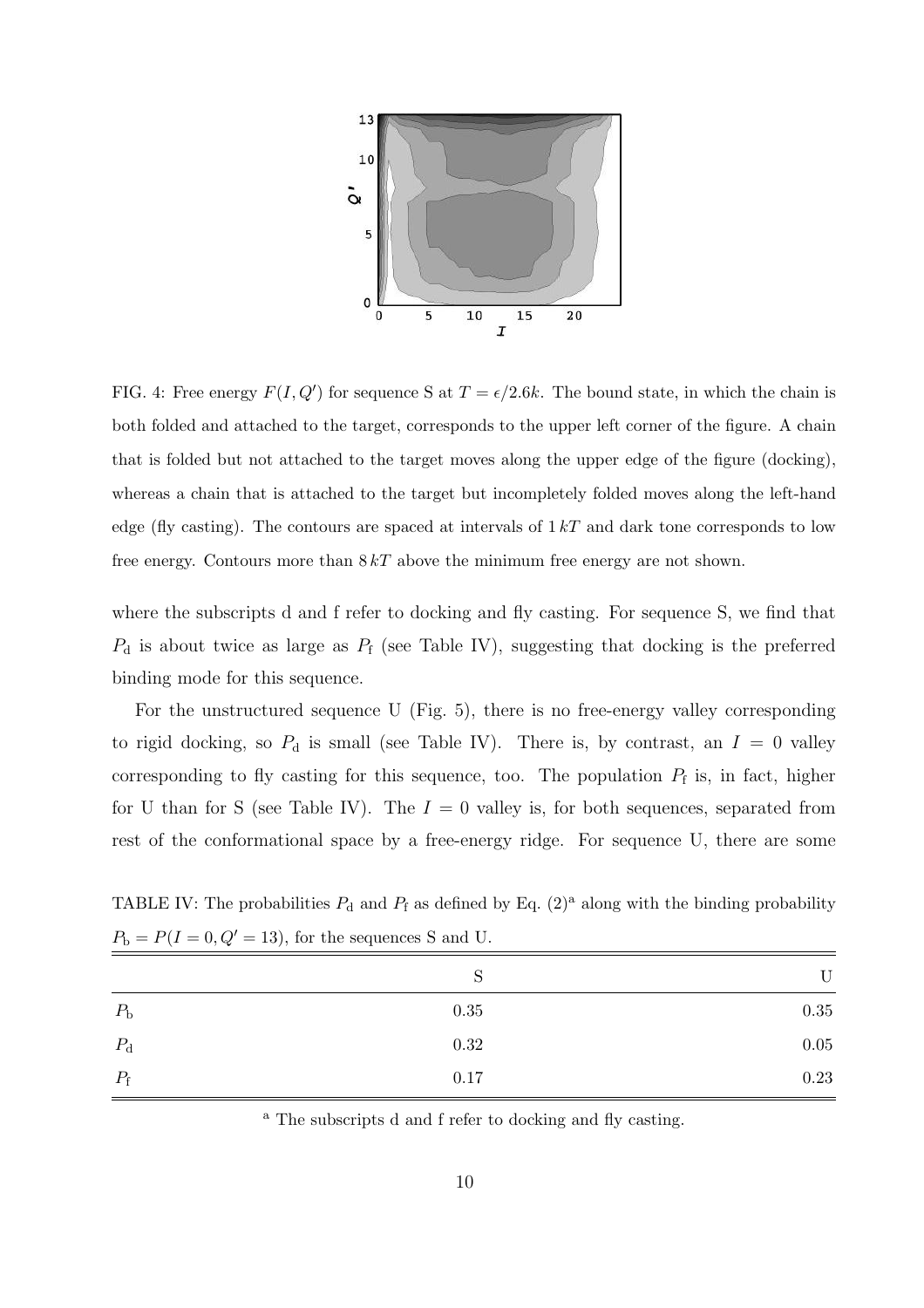FIG. 4: Free energy $F(I, Q')$ for sequence S at $T = \epsilon/2.6k$. The bound state, in which the chain is both folded and attached to the target, corresponds to the upper left corner of the figure. A chain that is folded but not attached to the target moves along the upper edge of the figure (docking), whereas a chain that is attached to the target but incompletely folded moves along the left-hand edge (fly casting). The contours are spaced at intervals of $1\,kT$ and dark tone corresponds to low free energy. Contours more than $8\,kT$ above the minimum free energy are not shown.

where the subscripts d and f refer to docking and fly casting. For sequence S, we find that $P_\text{d}$ is about twice as large as $P_\text{f}$ (see Table IV), suggesting that docking is the preferred binding mode for this sequence.

For the unstructured sequence U (Fig. 5), there is no free-energy valley corresponding to rigid docking, so $P_\text{d}$ is small (see Table IV). There is, by contrast, an $I = 0$ valley corresponding to fly casting for this sequence, too. The population $P_\text{f}$ is, in fact, higher for U than for S (see Table IV). The $I = 0$ valley is, for both sequences, separated from rest of the conformational space by a free-energy ridge. For sequence U, there are some

TABLE IV: The probabilities $P_\text{d}$ and $P_\text{f}$ as defined by Eq. (2)[a] along with the binding probability $P_\text{b} = P(I = 0, Q' = 13)$, for the sequences S and U.

| | S | U |
|---|---|---|
| $P_\text{b}$ | 0.35 | 0.35 |
| $P_\text{d}$ | 0.32 | 0.05 |
| $P_\text{f}$ | 0.17 | 0.23 |

[a] The subscripts d and f refer to docking and fly casting.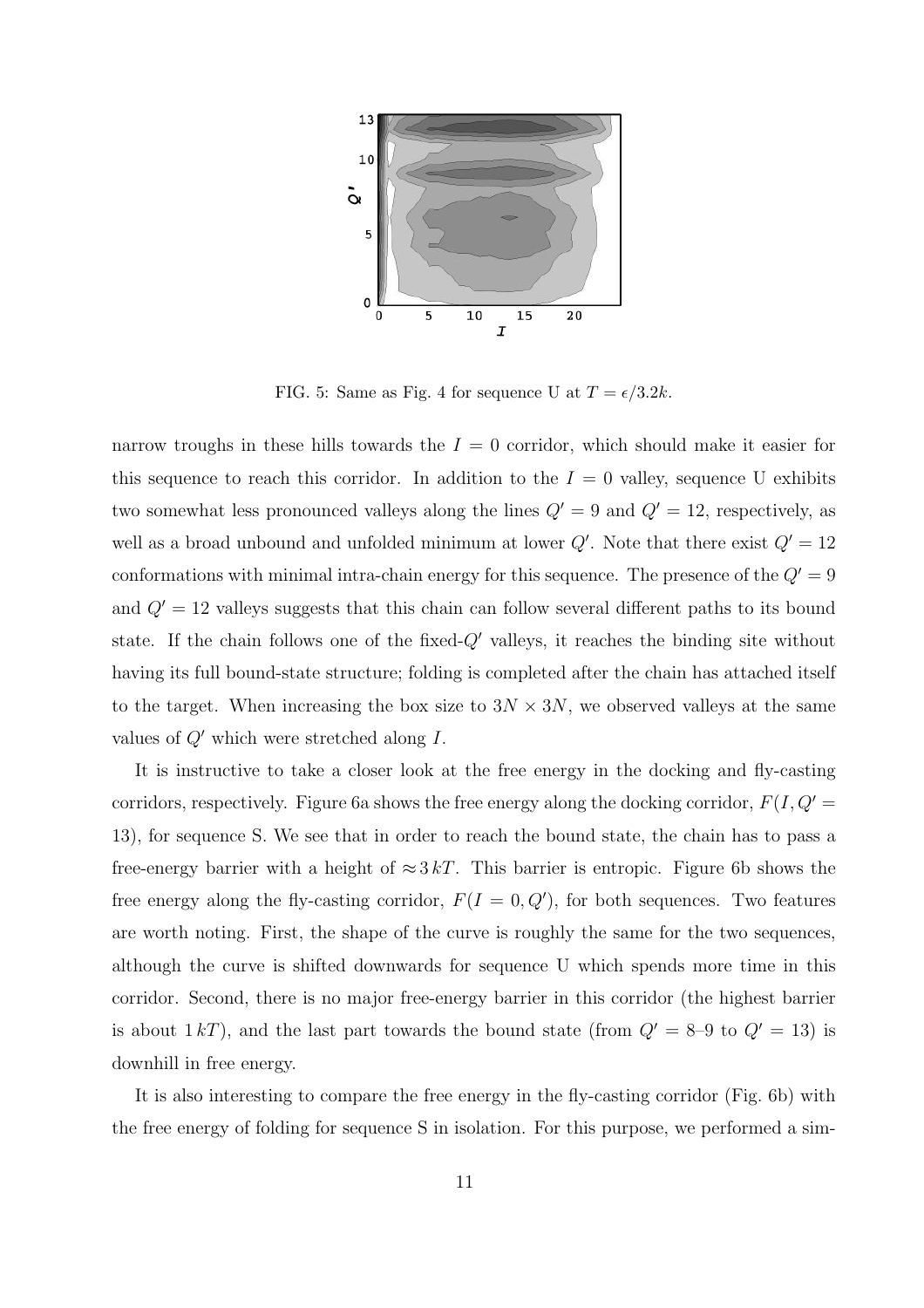FIG. 5: Same as Fig. 4 for sequence U at $T = \epsilon/3.2k$.

narrow troughs in these hills towards the $I = 0$ corridor, which should make it easier for this sequence to reach this corridor. In addition to the $I = 0$ valley, sequence U exhibits two somewhat less pronounced valleys along the lines $Q' = 9$ and $Q' = 12$, respectively, as well as a broad unbound and unfolded minimum at lower $Q'$. Note that there exist $Q' = 12$ conformations with minimal intra-chain energy for this sequence. The presence of the $Q' = 9$ and $Q' = 12$ valleys suggests that this chain can follow several different paths to its bound state. If the chain follows one of the fixed-$Q'$ valleys, it reaches the binding site without having its full bound-state structure; folding is completed after the chain has attached itself to the target. When increasing the box size to $3N \times 3N$, we observed valleys at the same values of $Q'$ which were stretched along $I$.

It is instructive to take a closer look at the free energy in the docking and fly-casting corridors, respectively. Figure 6a shows the free energy along the docking corridor, $F(I, Q' = 13)$, for sequence S. We see that in order to reach the bound state, the chain has to pass a free-energy barrier with a height of $\approx 3\,kT$. This barrier is entropic. Figure 6b shows the free energy along the fly-casting corridor, $F(I = 0, Q')$, for both sequences. Two features are worth noting. First, the shape of the curve is roughly the same for the two sequences, although the curve is shifted downwards for sequence U which spends more time in this corridor. Second, there is no major free-energy barrier in this corridor (the highest barrier is about $1\,kT$), and the last part towards the bound state (from $Q' = 8$–$9$ to $Q' = 13$) is downhill in free energy.

It is also interesting to compare the free energy in the fly-casting corridor (Fig. 6b) with the free energy of folding for sequence S in isolation. For this purpose, we performed a sim-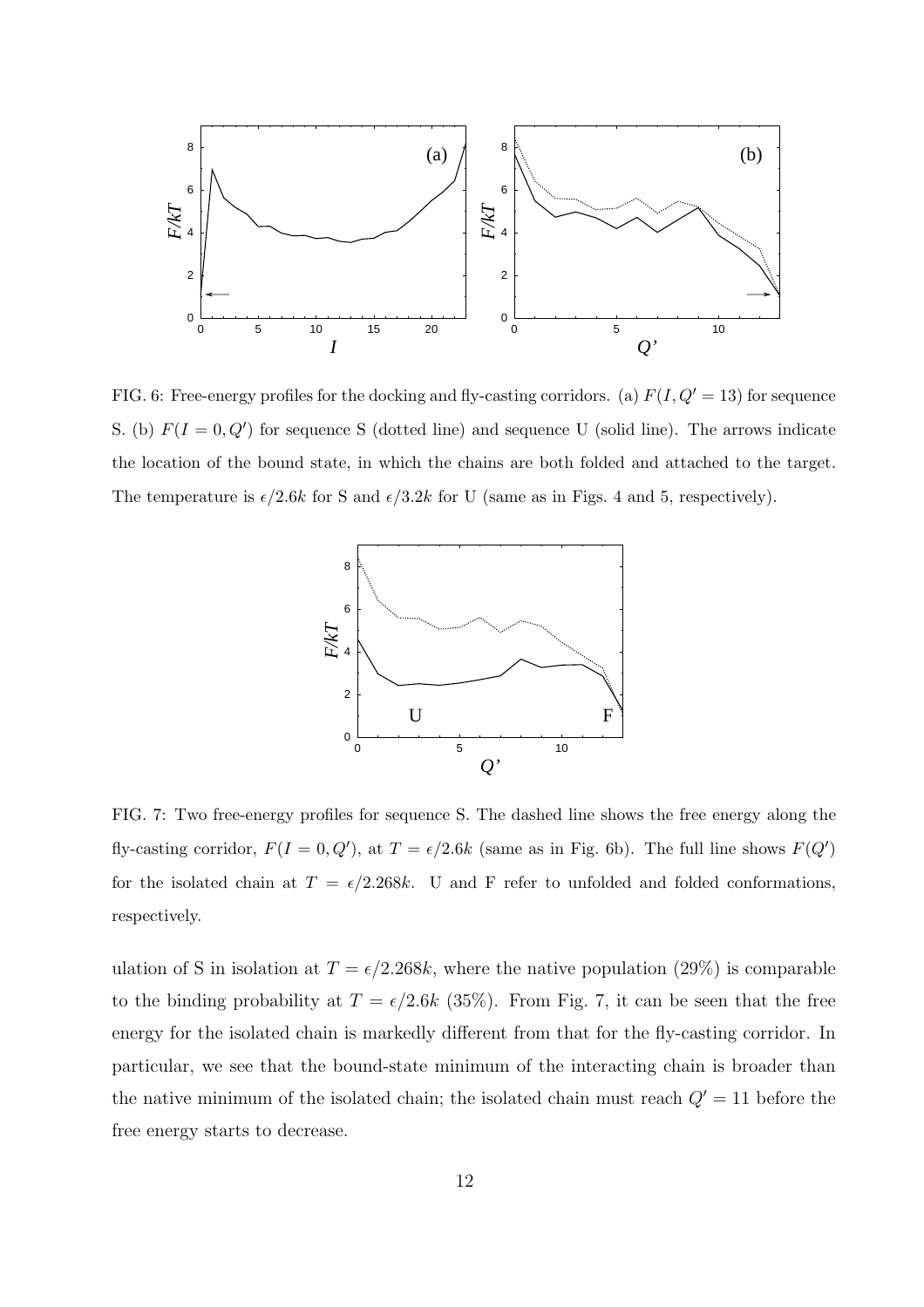FIG. 6: Free-energy profiles for the docking and fly-casting corridors. (a) $F(I, Q' = 13)$ for sequence S. (b) $F(I = 0, Q')$ for sequence S (dotted line) and sequence U (solid line). The arrows indicate the location of the bound state, in which the chains are both folded and attached to the target. The temperature is $\epsilon/2.6k$ for S and $\epsilon/3.2k$ for U (same as in Figs. 4 and 5, respectively).

FIG. 7: Two free-energy profiles for sequence S. The dashed line shows the free energy along the fly-casting corridor, $F(I = 0, Q')$, at $T = \epsilon/2.6k$ (same as in Fig. 6b). The full line shows $F(Q')$ for the isolated chain at $T = \epsilon/2.268k$. U and F refer to unfolded and folded conformations, respectively.

ulation of S in isolation at $T = \epsilon/2.268k$, where the native population (29%) is comparable to the binding probability at $T = \epsilon/2.6k$ (35%). From Fig. 7, it can be seen that the free energy for the isolated chain is markedly different from that for the fly-casting corridor. In particular, we see that the bound-state minimum of the interacting chain is broader than the native minimum of the isolated chain; the isolated chain must reach $Q' = 11$ before the free energy starts to decrease.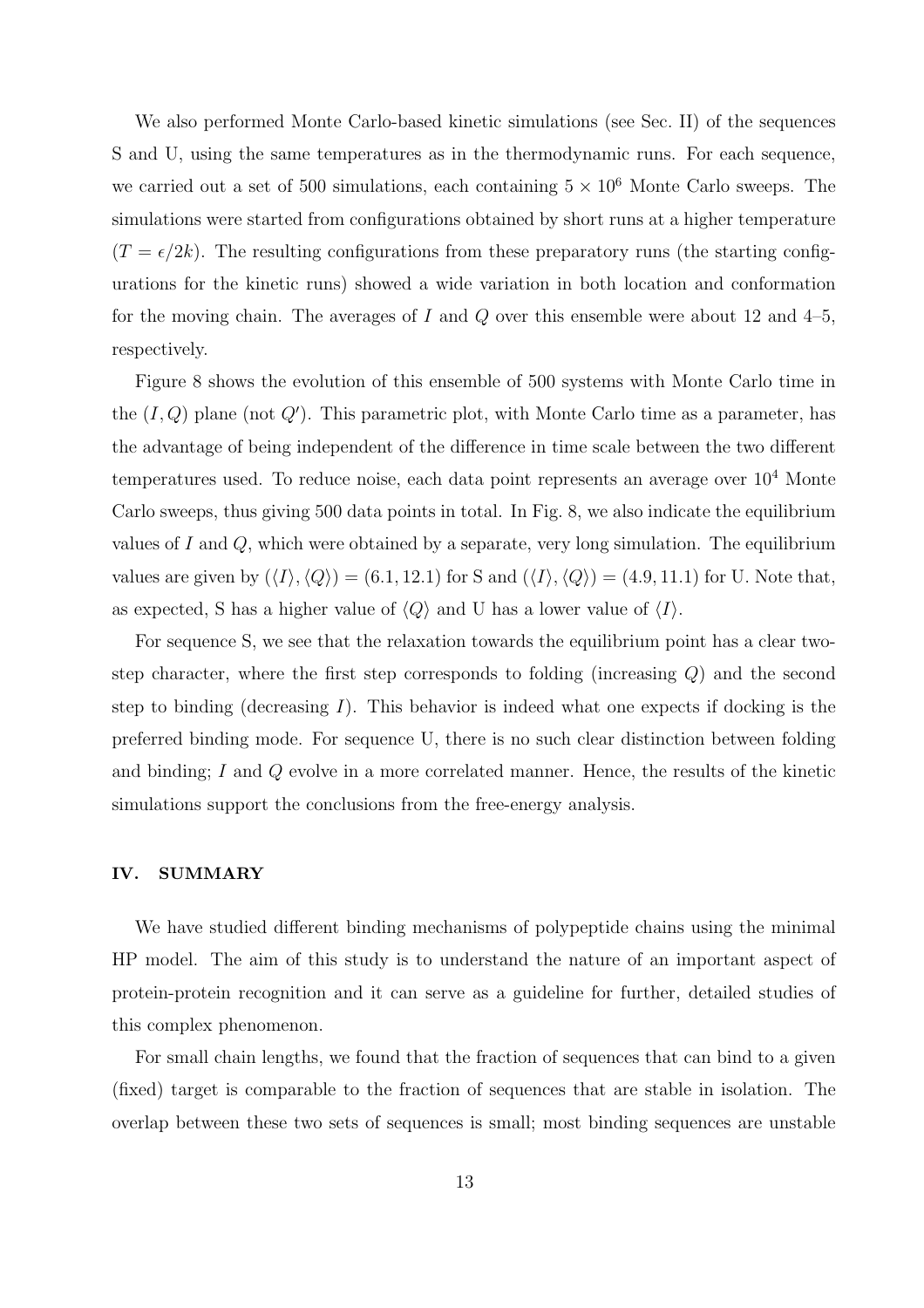We also performed Monte Carlo-based kinetic simulations (see Sec. II) of the sequences S and U, using the same temperatures as in the thermodynamic runs. For each sequence, we carried out a set of 500 simulations, each containing $5 \times 10^6$ Monte Carlo sweeps. The simulations were started from configurations obtained by short runs at a higher temperature ($T = \epsilon/2k$). The resulting configurations from these preparatory runs (the starting configurations for the kinetic runs) showed a wide variation in both location and conformation for the moving chain. The averages of $I$ and $Q$ over this ensemble were about 12 and 4–5, respectively.

Figure 8 shows the evolution of this ensemble of 500 systems with Monte Carlo time in the $(I, Q)$ plane (not $Q'$). This parametric plot, with Monte Carlo time as a parameter, has the advantage of being independent of the difference in time scale between the two different temperatures used. To reduce noise, each data point represents an average over $10^4$ Monte Carlo sweeps, thus giving 500 data points in total. In Fig. 8, we also indicate the equilibrium values of $I$ and $Q$, which were obtained by a separate, very long simulation. The equilibrium values are given by $(\langle I \rangle, \langle Q \rangle) = (6.1, 12.1)$ for S and $(\langle I \rangle, \langle Q \rangle) = (4.9, 11.1)$ for U. Note that, as expected, S has a higher value of $\langle Q \rangle$ and U has a lower value of $\langle I \rangle$.

For sequence S, we see that the relaxation towards the equilibrium point has a clear two-step character, where the first step corresponds to folding (increasing $Q$) and the second step to binding (decreasing $I$). This behavior is indeed what one expects if docking is the preferred binding mode. For sequence U, there is no such clear distinction between folding and binding; $I$ and $Q$ evolve in a more correlated manner. Hence, the results of the kinetic simulations support the conclusions from the free-energy analysis.

## IV. SUMMARY

We have studied different binding mechanisms of polypeptide chains using the minimal HP model. The aim of this study is to understand the nature of an important aspect of protein-protein recognition and it can serve as a guideline for further, detailed studies of this complex phenomenon.

For small chain lengths, we found that the fraction of sequences that can bind to a given (fixed) target is comparable to the fraction of sequences that are stable in isolation. The overlap between these two sets of sequences is small; most binding sequences are unstable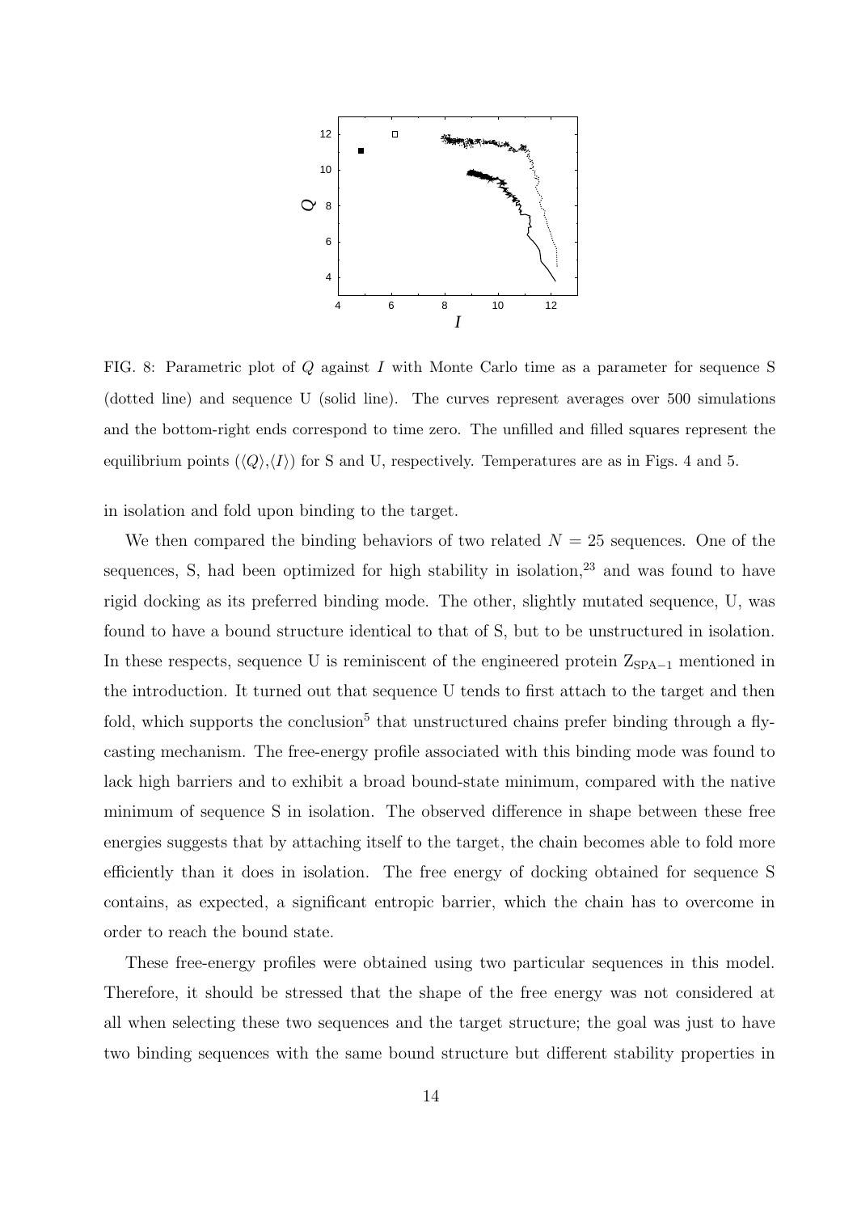FIG. 8: Parametric plot of $Q$ against $I$ with Monte Carlo time as a parameter for sequence S (dotted line) and sequence U (solid line). The curves represent averages over 500 simulations and the bottom-right ends correspond to time zero. The unfilled and filled squares represent the equilibrium points ($\langle Q \rangle$,$\langle I \rangle$) for S and U, respectively. Temperatures are as in Figs. 4 and 5.

in isolation and fold upon binding to the target.

We then compared the binding behaviors of two related $N = 25$ sequences. One of the sequences, S, had been optimized for high stability in isolation,[23] and was found to have rigid docking as its preferred binding mode. The other, slightly mutated sequence, U, was found to have a bound structure identical to that of S, but to be unstructured in isolation. In these respects, sequence U is reminiscent of the engineered protein $\mathrm{Z}_{\mathrm{SPA-1}}$ mentioned in the introduction. It turned out that sequence U tends to first attach to the target and then fold, which supports the conclusion[5] that unstructured chains prefer binding through a fly-casting mechanism. The free-energy profile associated with this binding mode was found to lack high barriers and to exhibit a broad bound-state minimum, compared with the native minimum of sequence S in isolation. The observed difference in shape between these free energies suggests that by attaching itself to the target, the chain becomes able to fold more efficiently than it does in isolation. The free energy of docking obtained for sequence S contains, as expected, a significant entropic barrier, which the chain has to overcome in order to reach the bound state.

These free-energy profiles were obtained using two particular sequences in this model. Therefore, it should be stressed that the shape of the free energy was not considered at all when selecting these two sequences and the target structure; the goal was just to have two binding sequences with the same bound structure but different stability properties in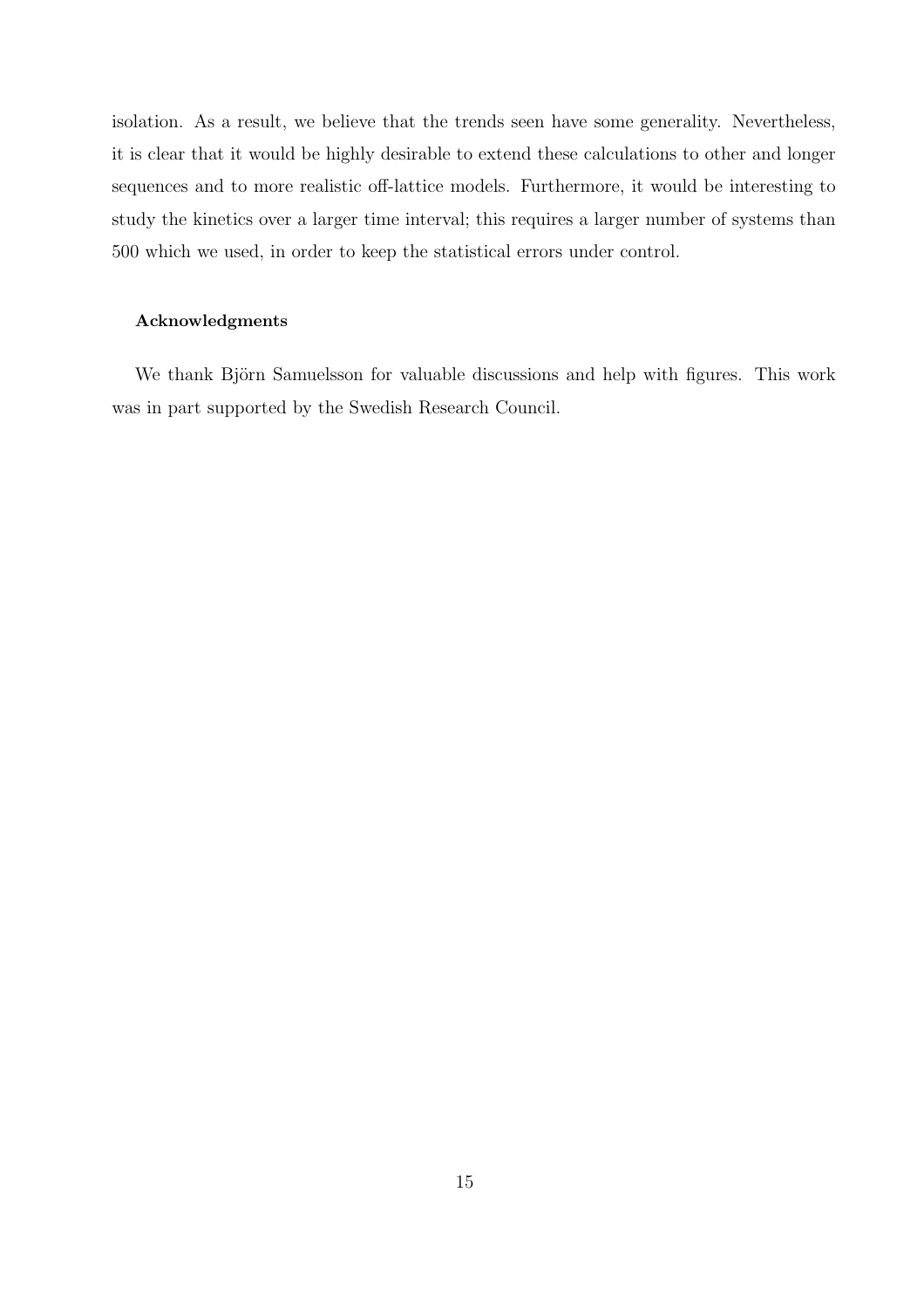isolation. As a result, we believe that the trends seen have some generality. Nevertheless, it is clear that it would be highly desirable to extend these calculations to other and longer sequences and to more realistic off-lattice models. Furthermore, it would be interesting to study the kinetics over a larger time interval; this requires a larger number of systems than 500 which we used, in order to keep the statistical errors under control.

### Acknowledgments

We thank Björn Samuelsson for valuable discussions and help with figures. This work was in part supported by the Swedish Research Council.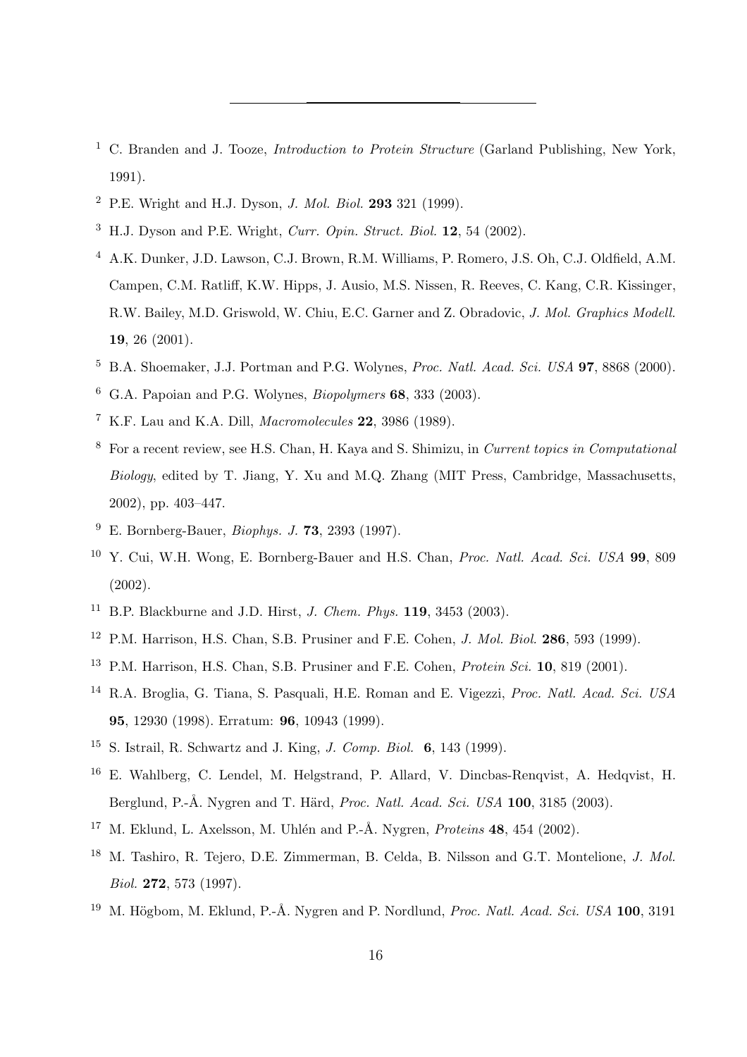---

1. C. Branden and J. Tooze, *Introduction to Protein Structure* (Garland Publishing, New York, 1991).
2. P.E. Wright and H.J. Dyson, *J. Mol. Biol.* **293** 321 (1999).
3. H.J. Dyson and P.E. Wright, *Curr. Opin. Struct. Biol.* **12**, 54 (2002).
4. A.K. Dunker, J.D. Lawson, C.J. Brown, R.M. Williams, P. Romero, J.S. Oh, C.J. Oldfield, A.M. Campen, C.M. Ratliff, K.W. Hipps, J. Ausio, M.S. Nissen, R. Reeves, C. Kang, C.R. Kissinger, R.W. Bailey, M.D. Griswold, W. Chiu, E.C. Garner and Z. Obradovic, *J. Mol. Graphics Modell.* **19**, 26 (2001).
5. B.A. Shoemaker, J.J. Portman and P.G. Wolynes, *Proc. Natl. Acad. Sci. USA* **97**, 8868 (2000).
6. G.A. Papoian and P.G. Wolynes, *Biopolymers* **68**, 333 (2003).
7. K.F. Lau and K.A. Dill, *Macromolecules* **22**, 3986 (1989).
8. For a recent review, see H.S. Chan, H. Kaya and S. Shimizu, in *Current topics in Computational Biology*, edited by T. Jiang, Y. Xu and M.Q. Zhang (MIT Press, Cambridge, Massachusetts, 2002), pp. 403–447.
9. E. Bornberg-Bauer, *Biophys. J.* **73**, 2393 (1997).
10. Y. Cui, W.H. Wong, E. Bornberg-Bauer and H.S. Chan, *Proc. Natl. Acad. Sci. USA* **99**, 809 (2002).
11. B.P. Blackburne and J.D. Hirst, *J. Chem. Phys.* **119**, 3453 (2003).
12. P.M. Harrison, H.S. Chan, S.B. Prusiner and F.E. Cohen, *J. Mol. Biol.* **286**, 593 (1999).
13. P.M. Harrison, H.S. Chan, S.B. Prusiner and F.E. Cohen, *Protein Sci.* **10**, 819 (2001).
14. R.A. Broglia, G. Tiana, S. Pasquali, H.E. Roman and E. Vigezzi, *Proc. Natl. Acad. Sci. USA* **95**, 12930 (1998). Erratum: **96**, 10943 (1999).
15. S. Istrail, R. Schwartz and J. King, *J. Comp. Biol.* **6**, 143 (1999).
16. E. Wahlberg, C. Lendel, M. Helgstrand, P. Allard, V. Dincbas-Renqvist, A. Hedqvist, H. Berglund, P.-Å. Nygren and T. Härd, *Proc. Natl. Acad. Sci. USA* **100**, 3185 (2003).
17. M. Eklund, L. Axelsson, M. Uhlén and P.-Å. Nygren, *Proteins* **48**, 454 (2002).
18. M. Tashiro, R. Tejero, D.E. Zimmerman, B. Celda, B. Nilsson and G.T. Montelione, *J. Mol. Biol.* **272**, 573 (1997).
19. M. Högbom, M. Eklund, P.-Å. Nygren and P. Nordlund, *Proc. Natl. Acad. Sci. USA* **100**, 3191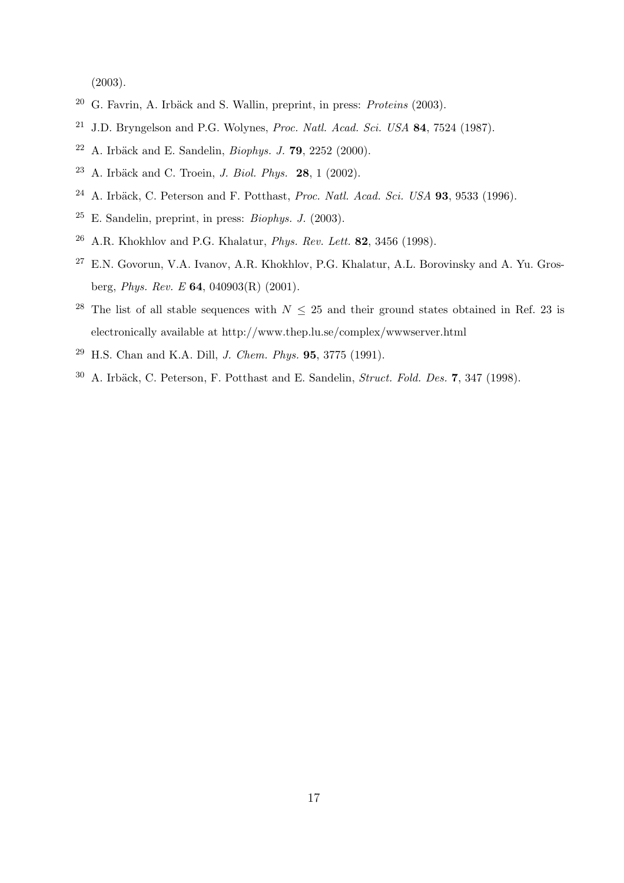(2003).

[20] G. Favrin, A. Irbäck and S. Wallin, preprint, in press: *Proteins* (2003).

[21] J.D. Bryngelson and P.G. Wolynes, *Proc. Natl. Acad. Sci. USA* **84**, 7524 (1987).

[22] A. Irbäck and E. Sandelin, *Biophys. J.* **79**, 2252 (2000).

[23] A. Irbäck and C. Troein, *J. Biol. Phys.* **28**, 1 (2002).

[24] A. Irbäck, C. Peterson and F. Potthast, *Proc. Natl. Acad. Sci. USA* **93**, 9533 (1996).

[25] E. Sandelin, preprint, in press: *Biophys. J.* (2003).

[26] A.R. Khokhlov and P.G. Khalatur, *Phys. Rev. Lett.* **82**, 3456 (1998).

[27] E.N. Govorun, V.A. Ivanov, A.R. Khokhlov, P.G. Khalatur, A.L. Borovinsky and A. Yu. Grosberg, *Phys. Rev. E* **64**, 040903(R) (2001).

[28] The list of all stable sequences with $N \leq 25$ and their ground states obtained in Ref. 23 is electronically available at http://www.thep.lu.se/complex/wwwserver.html

[29] H.S. Chan and K.A. Dill, *J. Chem. Phys.* **95**, 3775 (1991).

[30] A. Irbäck, C. Peterson, F. Potthast and E. Sandelin, *Struct. Fold. Des.* **7**, 347 (1998).